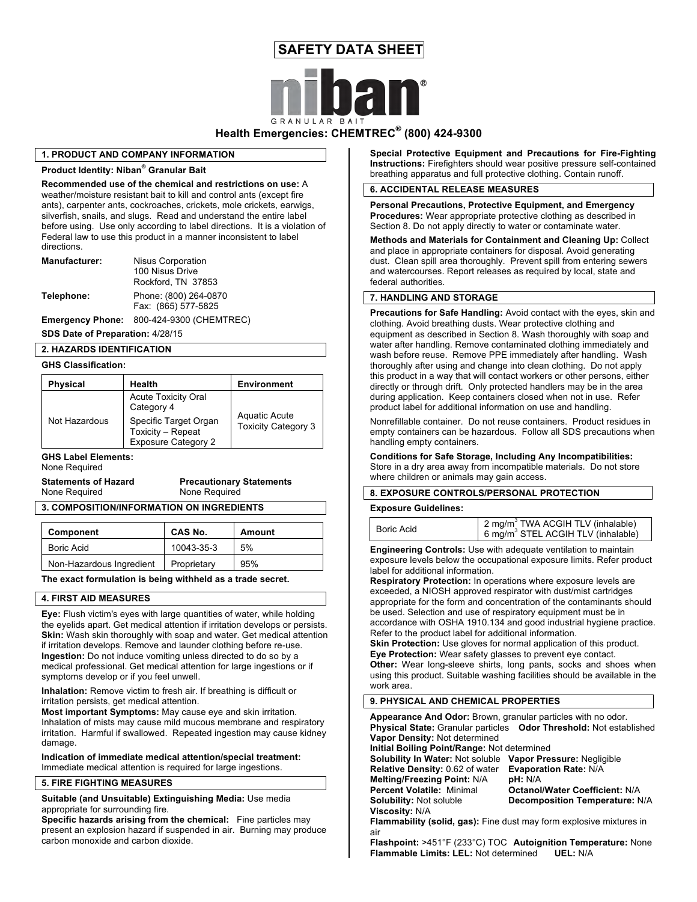# SAFETY DATA SHEET

**niban®**
GRANULAR BAIT

## Health Emergencies: CHEMTREC® (800) 424-9300

### 1. PRODUCT AND COMPANY INFORMATION

**Product Identity: Niban® Granular Bait**

**Recommended use of the chemical and restrictions on use:** A weather/moisture resistant bait to kill and control ants (except fire ants), carpenter ants, cockroaches, crickets, mole crickets, earwigs, silverfish, snails, and slugs. Read and understand the entire label before using. Use only according to label directions. It is a violation of Federal law to use this product in a manner inconsistent to label directions.

**Manufacturer:** Nisus Corporation
100 Nisus Drive
Rockford, TN 37853

**Telephone:** Phone: (800) 264-0870
Fax: (865) 577-5825

**Emergency Phone:** 800-424-9300 (CHEMTREC)

**SDS Date of Preparation:** 4/28/15

### 2. HAZARDS IDENTIFICATION

**GHS Classification:**

| Physical | Health | Environment |
|---|---|---|
| Not Hazardous | Acute Toxicity Oral Category 4<br>Specific Target Organ Toxicity – Repeat Exposure Category 2 | Aquatic Acute Toxicity Category 3 |

**GHS Label Elements:**
None Required

**Statements of Hazard**
None Required

**Precautionary Statements**
None Required

### 3. COMPOSITION/INFORMATION ON INGREDIENTS

| Component | CAS No. | Amount |
|---|---|---|
| Boric Acid | 10043-35-3 | 5% |
| Non-Hazardous Ingredient | Proprietary | 95% |

**The exact formulation is being withheld as a trade secret.**

### 4. FIRST AID MEASURES

**Eye:** Flush victim's eyes with large quantities of water, while holding the eyelids apart. Get medical attention if irritation develops or persists.
**Skin:** Wash skin thoroughly with soap and water. Get medical attention if irritation develops. Remove and launder clothing before re-use.
**Ingestion:** Do not induce vomiting unless directed to do so by a medical professional. Get medical attention for large ingestions or if symptoms develop or if you feel unwell.

**Inhalation:** Remove victim to fresh air. If breathing is difficult or irritation persists, get medical attention.
**Most important Symptoms:** May cause eye and skin irritation. Inhalation of mists may cause mild mucous membrane and respiratory irritation. Harmful if swallowed. Repeated ingestion may cause kidney damage.

**Indication of immediate medical attention/special treatment:** Immediate medical attention is required for large ingestions.

### 5. FIRE FIGHTING MEASURES

**Suitable (and Unsuitable) Extinguishing Media:** Use media appropriate for surrounding fire.
**Specific hazards arising from the chemical:** Fine particles may present an explosion hazard if suspended in air. Burning may produce carbon monoxide and carbon dioxide.

**Special Protective Equipment and Precautions for Fire-Fighting Instructions:** Firefighters should wear positive pressure self-contained breathing apparatus and full protective clothing. Contain runoff.

### 6. ACCIDENTAL RELEASE MEASURES

**Personal Precautions, Protective Equipment, and Emergency Procedures:** Wear appropriate protective clothing as described in Section 8. Do not apply directly to water or contaminate water.

**Methods and Materials for Containment and Cleaning Up:** Collect and place in appropriate containers for disposal. Avoid generating dust. Clean spill area thoroughly. Prevent spill from entering sewers and watercourses. Report releases as required by local, state and federal authorities.

### 7. HANDLING AND STORAGE

**Precautions for Safe Handling:** Avoid contact with the eyes, skin and clothing. Avoid breathing dusts. Wear protective clothing and equipment as described in Section 8. Wash thoroughly with soap and water after handling. Remove contaminated clothing immediately and wash before reuse. Remove PPE immediately after handling. Wash thoroughly after using and change into clean clothing. Do not apply this product in a way that will contact workers or other persons, either directly or through drift. Only protected handlers may be in the area during application. Keep containers closed when not in use. Refer product label for additional information on use and handling.

Nonrefillable container. Do not reuse containers. Product residues in empty containers can be hazardous. Follow all SDS precautions when handling empty containers.

**Conditions for Safe Storage, Including Any Incompatibilities:** Store in a dry area away from incompatible materials. Do not store where children or animals may gain access.

### 8. EXPOSURE CONTROLS/PERSONAL PROTECTION

**Exposure Guidelines:**

| | |
|---|---|
| Boric Acid | 2 mg/m$^3$ TWA ACGIH TLV (inhalable)<br>6 mg/m$^3$ STEL ACGIH TLV (inhalable) |

**Engineering Controls:** Use with adequate ventilation to maintain exposure levels below the occupational exposure limits. Refer product label for additional information.
**Respiratory Protection:** In operations where exposure levels are exceeded, a NIOSH approved respirator with dust/mist cartridges appropriate for the form and concentration of the contaminants should be used. Selection and use of respiratory equipment must be in accordance with OSHA 1910.134 and good industrial hygiene practice. Refer to the product label for additional information.
**Skin Protection:** Use gloves for normal application of this product.
**Eye Protection:** Wear safety glasses to prevent eye contact.
**Other:** Wear long-sleeve shirts, long pants, socks and shoes when using this product. Suitable washing facilities should be available in the work area.

### 9. PHYSICAL AND CHEMICAL PROPERTIES

**Appearance And Odor:** Brown, granular particles with no odor.
**Physical State:** Granular particles **Odor Threshold:** Not established
**Vapor Density:** Not determined
**Initial Boiling Point/Range:** Not determined
**Solubility In Water:** Not soluble **Vapor Pressure:** Negligible
**Relative Density:** 0.62 of water **Evaporation Rate:** N/A
**Melting/Freezing Point:** N/A **pH:** N/A
**Percent Volatile:** Minimal **Octanol/Water Coefficient:** N/A
**Solubility:** Not soluble **Decomposition Temperature:** N/A
**Viscosity:** N/A
**Flammability (solid, gas):** Fine dust may form explosive mixtures in air
**Flashpoint:** >451°F (233°C) TOC **Autoignition Temperature:** None
**Flammable Limits: LEL:** Not determined **UEL:** N/A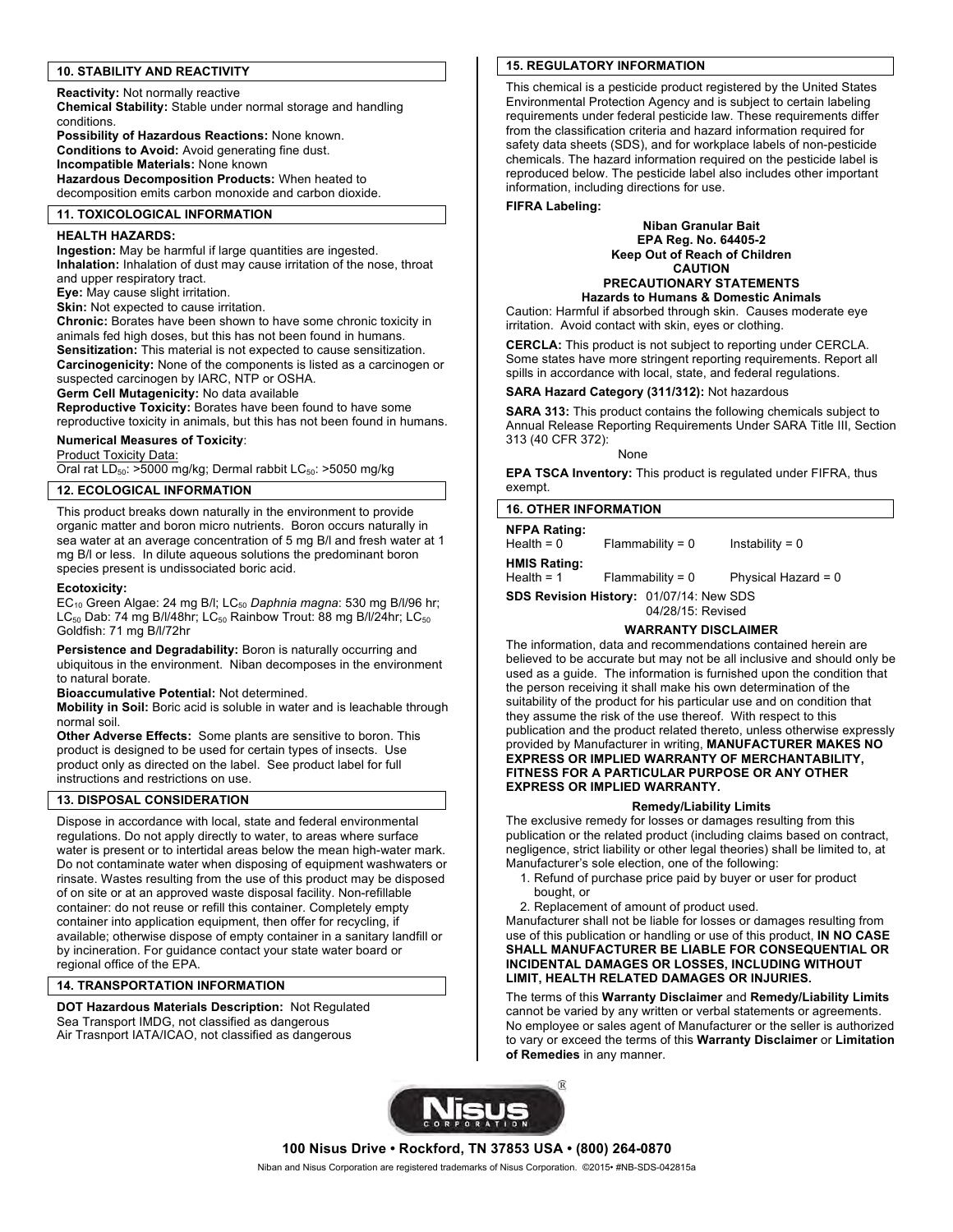## 10. STABILITY AND REACTIVITY

**Reactivity:** Not normally reactive
**Chemical Stability:** Stable under normal storage and handling conditions.
**Possibility of Hazardous Reactions:** None known.
**Conditions to Avoid:** Avoid generating fine dust.
**Incompatible Materials:** None known
**Hazardous Decomposition Products:** When heated to decomposition emits carbon monoxide and carbon dioxide.

## 11. TOXICOLOGICAL INFORMATION

**HEALTH HAZARDS:**
**Ingestion:** May be harmful if large quantities are ingested.
**Inhalation:** Inhalation of dust may cause irritation of the nose, throat and upper respiratory tract.
**Eye:** May cause slight irritation.
**Skin:** Not expected to cause irritation.
**Chronic:** Borates have been shown to have some chronic toxicity in animals fed high doses, but this has not been found in humans.
**Sensitization:** This material is not expected to cause sensitization.
**Carcinogenicity:** None of the components is listed as a carcinogen or suspected carcinogen by IARC, NTP or OSHA.
**Germ Cell Mutagenicity:** No data available
**Reproductive Toxicity:** Borates have been found to have some reproductive toxicity in animals, but this has not been found in humans.

**Numerical Measures of Toxicity**:
Product Toxicity Data:
Oral rat $LD_{50}$: >5000 mg/kg; Dermal rabbit $LC_{50}$: >5050 mg/kg

## 12. ECOLOGICAL INFORMATION

This product breaks down naturally in the environment to provide organic matter and boron micro nutrients. Boron occurs naturally in sea water at an average concentration of 5 mg B/l and fresh water at 1 mg B/l or less. In dilute aqueous solutions the predominant boron species present is undissociated boric acid.

**Ecotoxicity:**
$EC_{10}$ Green Algae: 24 mg B/l; $LC_{50}$ *Daphnia magna*: 530 mg B/l/96 hr; $LC_{50}$ Dab: 74 mg B/l/48hr; $LC_{50}$ Rainbow Trout: 88 mg B/l/24hr; $LC_{50}$ Goldfish: 71 mg B/l/72hr

**Persistence and Degradability:** Boron is naturally occurring and ubiquitous in the environment. Niban decomposes in the environment to natural borate.
**Bioaccumulative Potential:** Not determined.
**Mobility in Soil:** Boric acid is soluble in water and is leachable through normal soil.
**Other Adverse Effects:** Some plants are sensitive to boron. This product is designed to be used for certain types of insects. Use product only as directed on the label. See product label for full instructions and restrictions on use.

## 13. DISPOSAL CONSIDERATION

Dispose in accordance with local, state and federal environmental regulations. Do not apply directly to water, to areas where surface water is present or to intertidal areas below the mean high-water mark. Do not contaminate water when disposing of equipment washwaters or rinsate. Wastes resulting from the use of this product may be disposed of on site or at an approved waste disposal facility. Non-refillable container: do not reuse or refill this container. Completely empty container into application equipment, then offer for recycling, if available; otherwise dispose of empty container in a sanitary landfill or by incineration. For guidance contact your state water board or regional office of the EPA.

## 14. TRANSPORTATION INFORMATION

**DOT Hazardous Materials Description:** Not Regulated
Sea Transport IMDG, not classified as dangerous
Air Trasnport IATA/ICAO, not classified as dangerous

## 15. REGULATORY INFORMATION

This chemical is a pesticide product registered by the United States Environmental Protection Agency and is subject to certain labeling requirements under federal pesticide law. These requirements differ from the classification criteria and hazard information required for safety data sheets (SDS), and for workplace labels of non-pesticide chemicals. The hazard information required on the pesticide label is reproduced below. The pesticide label also includes other important information, including directions for use.

**FIFRA Labeling:**

**Niban Granular Bait**
**EPA Reg. No. 64405-2**
**Keep Out of Reach of Children**
**CAUTION**
**PRECAUTIONARY STATEMENTS**
**Hazards to Humans & Domestic Animals**

Caution: Harmful if absorbed through skin. Causes moderate eye irritation. Avoid contact with skin, eyes or clothing.

**CERCLA:** This product is not subject to reporting under CERCLA. Some states have more stringent reporting requirements. Report all spills in accordance with local, state, and federal regulations.

**SARA Hazard Category (311/312):** Not hazardous

**SARA 313:** This product contains the following chemicals subject to Annual Release Reporting Requirements Under SARA Title III, Section 313 (40 CFR 372):

None

**EPA TSCA Inventory:** This product is regulated under FIFRA, thus exempt.

## 16. OTHER INFORMATION

**NFPA Rating:**
Health = 0 Flammability = 0 Instability = 0

**HMIS Rating:**
Health = 1 Flammability = 0 Physical Hazard = 0

**SDS Revision History:** 01/07/14: New SDS
04/28/15: Revised

### WARRANTY DISCLAIMER

The information, data and recommendations contained herein are believed to be accurate but may not be all inclusive and should only be used as a guide. The information is furnished upon the condition that the person receiving it shall make his own determination of the suitability of the product for his particular use and on condition that they assume the risk of the use thereof. With respect to this publication and the product related thereto, unless otherwise expressly provided by Manufacturer in writing, **MANUFACTURER MAKES NO EXPRESS OR IMPLIED WARRANTY OF MERCHANTABILITY, FITNESS FOR A PARTICULAR PURPOSE OR ANY OTHER EXPRESS OR IMPLIED WARRANTY.**

**Remedy/Liability Limits**

The exclusive remedy for losses or damages resulting from this publication or the related product (including claims based on contract, negligence, strict liability or other legal theories) shall be limited to, at Manufacturer's sole election, one of the following:

1. Refund of purchase price paid by buyer or user for product bought, or
2. Replacement of amount of product used.

Manufacturer shall not be liable for losses or damages resulting from use of this publication or handling or use of this product, **IN NO CASE SHALL MANUFACTURER BE LIABLE FOR CONSEQUENTIAL OR INCIDENTAL DAMAGES OR LOSSES, INCLUDING WITHOUT LIMIT, HEALTH RELATED DAMAGES OR INJURIES.**

The terms of this **Warranty Disclaimer** and **Remedy/Liability Limits** cannot be varied by any written or verbal statements or agreements. No employee or sales agent of Manufacturer or the seller is authorized to vary or exceed the terms of this **Warranty Disclaimer** or **Limitation of Remedies** in any manner.

**100 Nisus Drive • Rockford, TN 37853 USA • (800) 264-0870**

Niban and Nisus Corporation are registered trademarks of Nisus Corporation. ©2015• #NB-SDS-042815a